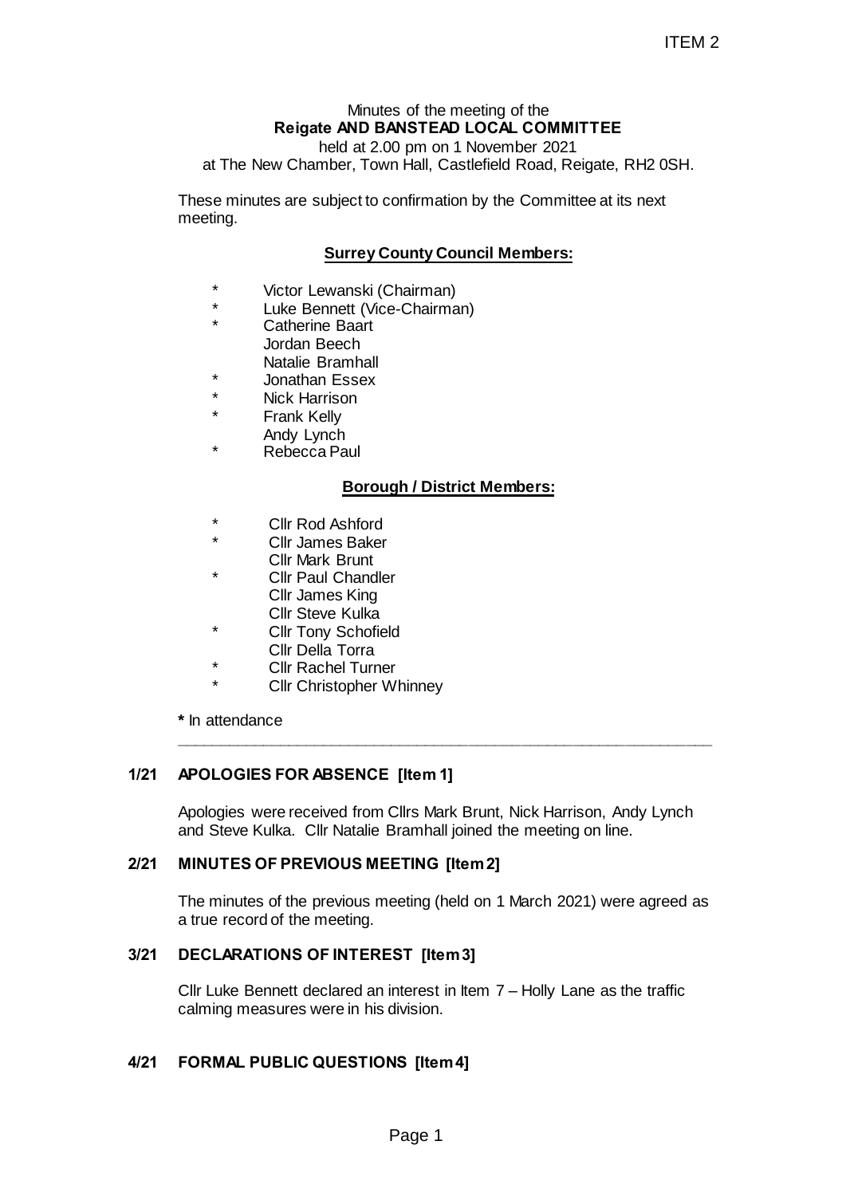ITEM 2

Minutes of the meeting of the
**Reigate AND BANSTEAD LOCAL COMMITTEE**
held at 2.00 pm on 1 November 2021
at The New Chamber, Town Hall, Castlefield Road, Reigate, RH2 0SH.

These minutes are subject to confirmation by the Committee at its next meeting.

**Surrey County Council Members:**

- \* Victor Lewanski (Chairman)
- \* Luke Bennett (Vice-Chairman)
- \* Catherine Baart
- Jordan Beech
- Natalie Bramhall
- \* Jonathan Essex
- \* Nick Harrison
- \* Frank Kelly
- Andy Lynch
- \* Rebecca Paul

**Borough / District Members:**

- \* Cllr Rod Ashford
- \* Cllr James Baker
- Cllr Mark Brunt
- \* Cllr Paul Chandler
- Cllr James King
- Cllr Steve Kulka
- \* Cllr Tony Schofield
- Cllr Della Torra
- \* Cllr Rachel Turner
- \* Cllr Christopher Whinney

**\*** In attendance

---

## 1/21 APOLOGIES FOR ABSENCE [Item 1]

Apologies were received from Cllrs Mark Brunt, Nick Harrison, Andy Lynch and Steve Kulka. Cllr Natalie Bramhall joined the meeting on line.

## 2/21 MINUTES OF PREVIOUS MEETING [Item 2]

The minutes of the previous meeting (held on 1 March 2021) were agreed as a true record of the meeting.

## 3/21 DECLARATIONS OF INTEREST [Item 3]

Cllr Luke Bennett declared an interest in Item 7 – Holly Lane as the traffic calming measures were in his division.

## 4/21 FORMAL PUBLIC QUESTIONS [Item 4]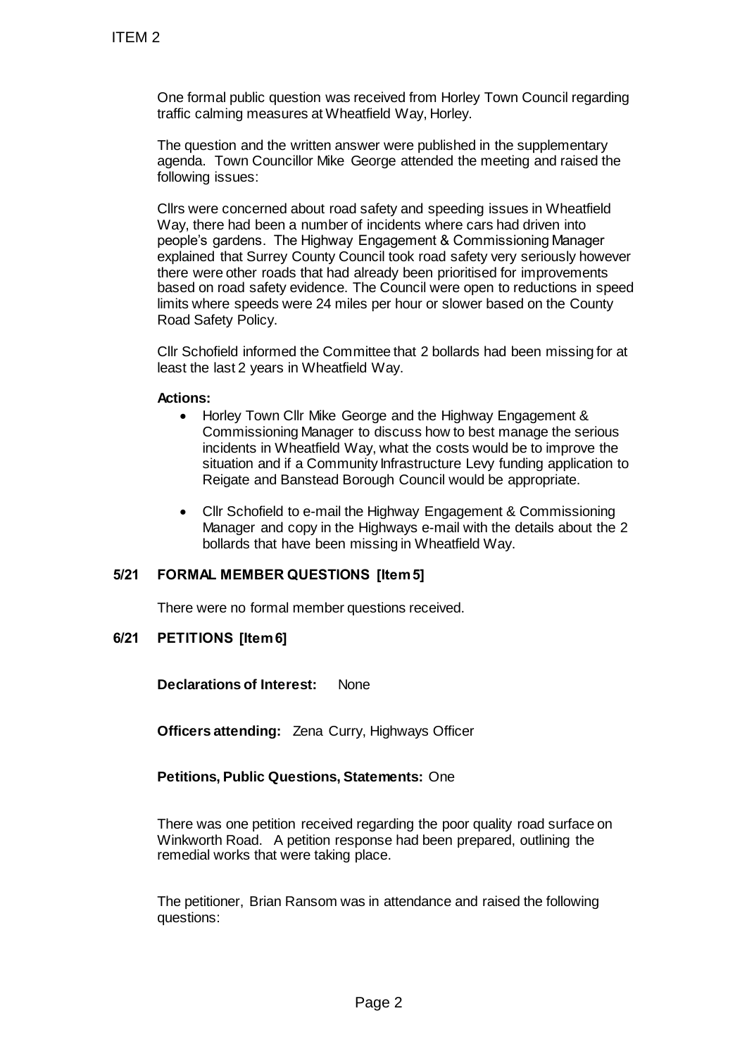One formal public question was received from Horley Town Council regarding traffic calming measures at Wheatfield Way, Horley.

The question and the written answer were published in the supplementary agenda. Town Councillor Mike George attended the meeting and raised the following issues:

Cllrs were concerned about road safety and speeding issues in Wheatfield Way, there had been a number of incidents where cars had driven into people's gardens. The Highway Engagement & Commissioning Manager explained that Surrey County Council took road safety very seriously however there were other roads that had already been prioritised for improvements based on road safety evidence. The Council were open to reductions in speed limits where speeds were 24 miles per hour or slower based on the County Road Safety Policy.

Cllr Schofield informed the Committee that 2 bollards had been missing for at least the last 2 years in Wheatfield Way.

**Actions:**

- Horley Town Cllr Mike George and the Highway Engagement & Commissioning Manager to discuss how to best manage the serious incidents in Wheatfield Way, what the costs would be to improve the situation and if a Community Infrastructure Levy funding application to Reigate and Banstead Borough Council would be appropriate.
- Cllr Schofield to e-mail the Highway Engagement & Commissioning Manager and copy in the Highways e-mail with the details about the 2 bollards that have been missing in Wheatfield Way.

## 5/21 FORMAL MEMBER QUESTIONS [Item 5]

There were no formal member questions received.

## 6/21 PETITIONS [Item 6]

**Declarations of Interest:** None

**Officers attending:** Zena Curry, Highways Officer

**Petitions, Public Questions, Statements:** One

There was one petition received regarding the poor quality road surface on Winkworth Road. A petition response had been prepared, outlining the remedial works that were taking place.

The petitioner, Brian Ransom was in attendance and raised the following questions: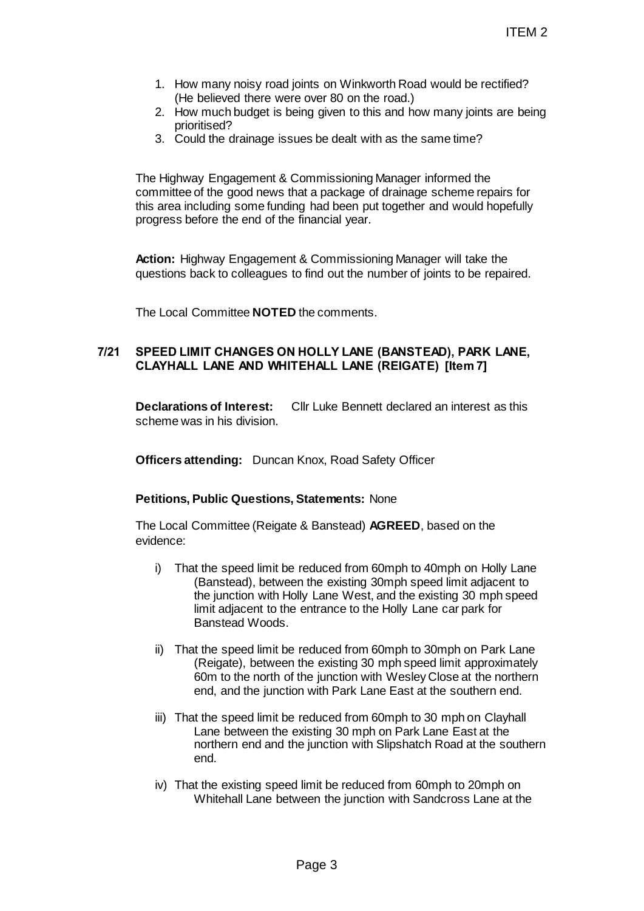1. How many noisy road joints on Winkworth Road would be rectified? (He believed there were over 80 on the road.)
2. How much budget is being given to this and how many joints are being prioritised?
3. Could the drainage issues be dealt with as the same time?

The Highway Engagement & Commissioning Manager informed the committee of the good news that a package of drainage scheme repairs for this area including some funding had been put together and would hopefully progress before the end of the financial year.

**Action:** Highway Engagement & Commissioning Manager will take the questions back to colleagues to find out the number of joints to be repaired.

The Local Committee **NOTED** the comments.

## 7/21 SPEED LIMIT CHANGES ON HOLLY LANE (BANSTEAD), PARK LANE, CLAYHALL LANE AND WHITEHALL LANE (REIGATE) [Item 7]

**Declarations of Interest:** Cllr Luke Bennett declared an interest as this scheme was in his division.

**Officers attending:** Duncan Knox, Road Safety Officer

**Petitions, Public Questions, Statements:** None

The Local Committee (Reigate & Banstead) **AGREED**, based on the evidence:

i) That the speed limit be reduced from 60mph to 40mph on Holly Lane (Banstead), between the existing 30mph speed limit adjacent to the junction with Holly Lane West, and the existing 30 mph speed limit adjacent to the entrance to the Holly Lane car park for Banstead Woods.

ii) That the speed limit be reduced from 60mph to 30mph on Park Lane (Reigate), between the existing 30 mph speed limit approximately 60m to the north of the junction with Wesley Close at the northern end, and the junction with Park Lane East at the southern end.

iii) That the speed limit be reduced from 60mph to 30 mph on Clayhall Lane between the existing 30 mph on Park Lane East at the northern end and the junction with Slipshatch Road at the southern end.

iv) That the existing speed limit be reduced from 60mph to 20mph on Whitehall Lane between the junction with Sandcross Lane at the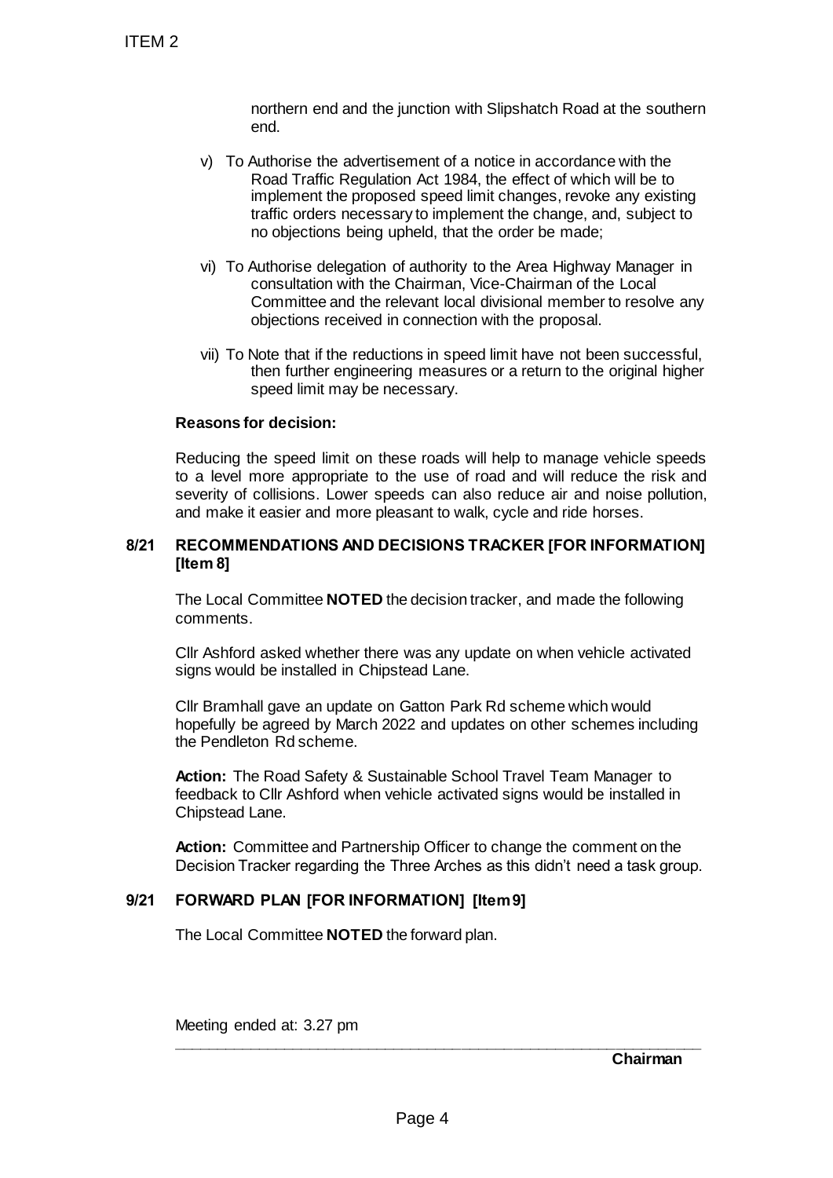northern end and the junction with Slipshatch Road at the southern end.

v) To Authorise the advertisement of a notice in accordance with the Road Traffic Regulation Act 1984, the effect of which will be to implement the proposed speed limit changes, revoke any existing traffic orders necessary to implement the change, and, subject to no objections being upheld, that the order be made;

vi) To Authorise delegation of authority to the Area Highway Manager in consultation with the Chairman, Vice-Chairman of the Local Committee and the relevant local divisional member to resolve any objections received in connection with the proposal.

vii) To Note that if the reductions in speed limit have not been successful, then further engineering measures or a return to the original higher speed limit may be necessary.

**Reasons for decision:**

Reducing the speed limit on these roads will help to manage vehicle speeds to a level more appropriate to the use of road and will reduce the risk and severity of collisions. Lower speeds can also reduce air and noise pollution, and make it easier and more pleasant to walk, cycle and ride horses.

## 8/21 RECOMMENDATIONS AND DECISIONS TRACKER [FOR INFORMATION] [Item 8]

The Local Committee **NOTED** the decision tracker, and made the following comments.

Cllr Ashford asked whether there was any update on when vehicle activated signs would be installed in Chipstead Lane.

Cllr Bramhall gave an update on Gatton Park Rd scheme which would hopefully be agreed by March 2022 and updates on other schemes including the Pendleton Rd scheme.

**Action:** The Road Safety & Sustainable School Travel Team Manager to feedback to Cllr Ashford when vehicle activated signs would be installed in Chipstead Lane.

**Action:** Committee and Partnership Officer to change the comment on the Decision Tracker regarding the Three Arches as this didn't need a task group.

## 9/21 FORWARD PLAN [FOR INFORMATION] [Item 9]

The Local Committee **NOTED** the forward plan.

Meeting ended at: 3.27 pm

\_\_\_\_\_\_\_\_\_\_\_\_\_\_\_\_\_\_\_\_\_\_\_\_\_\_\_\_\_\_\_\_\_\_\_\_\_\_\_\_\_\_\_\_\_\_\_\_\_\_\_\_\_\_\_\_\_\_\_\_\_\_

**Chairman**